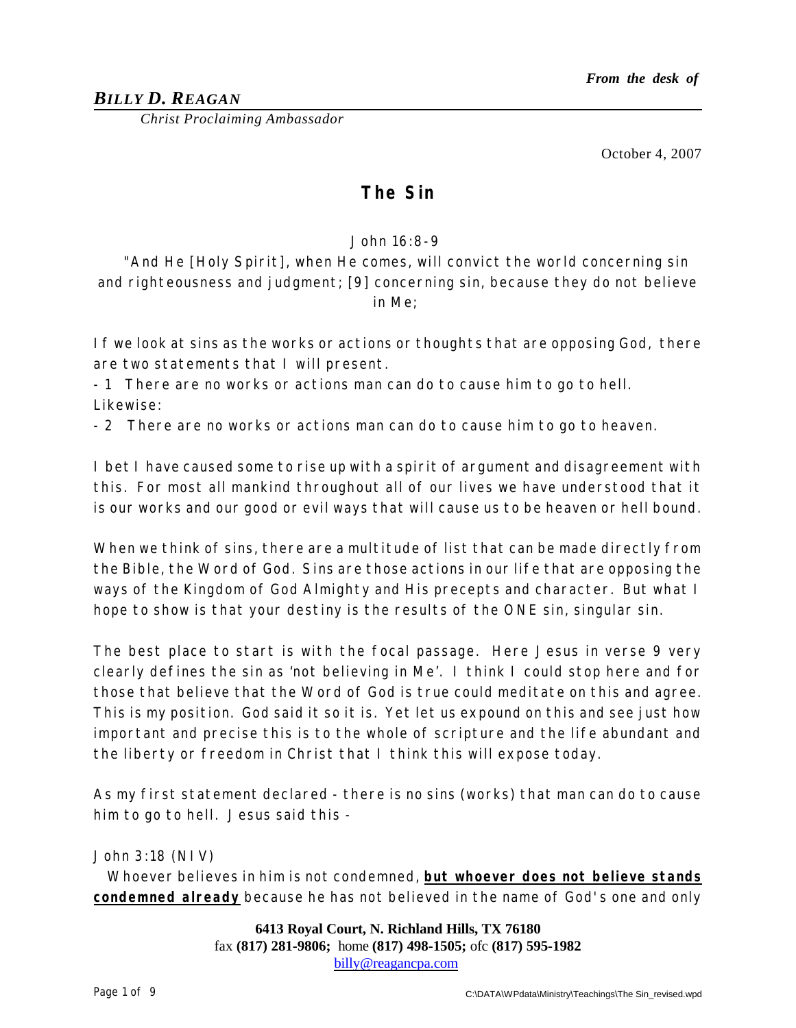*From the desk of*

***BILLY D. REAGAN***
*Christ Proclaiming Ambassador*

October 4, 2007

# The Sin

John 16:8-9
"And He [Holy Spirit], when He comes, will convict the world concerning sin and righteousness and judgment; [9] concerning sin, because they do not believe in Me;

If we look at sins as the works or actions or thoughts that are opposing God, there are two statements that I will present.
- 1 There are no works or actions man can do to cause him to go to hell.
Likewise:
- 2 There are no works or actions man can do to cause him to go to heaven.

I bet I have caused some to rise up with a spirit of argument and disagreement with this. For most all mankind throughout all of our lives we have understood that it is our works and our good or evil ways that will cause us to be heaven or hell bound.

When we think of sins, there are a multitude of list that can be made directly from the Bible, the Word of God. Sins are those actions in our life that are opposing the ways of the Kingdom of God Almighty and His precepts and character. But what I hope to show is that your destiny is the results of the ONE sin, singular sin.

The best place to start is with the focal passage. Here Jesus in verse 9 very clearly defines the sin as 'not believing in Me'. I think I could stop here and for those that believe that the Word of God is true could meditate on this and agree. This is my position. God said it so it is. Yet let us expound on this and see just how important and precise this is to the whole of scripture and the life abundant and the liberty or freedom in Christ that I think this will expose today.

As my first statement declared - there is no sins (works) that man can do to cause him to go to hell. Jesus said this -

John 3:18 (NIV)
Whoever believes in him is not condemned, **but whoever does not believe stands condemned already** because he has not believed in the name of God's one and only

**6413 Royal Court, N. Richland Hills, TX 76180**
fax **(817) 281-9806;** home **(817) 498-1505;** ofc **(817) 595-1982**
billy@reagancpa.com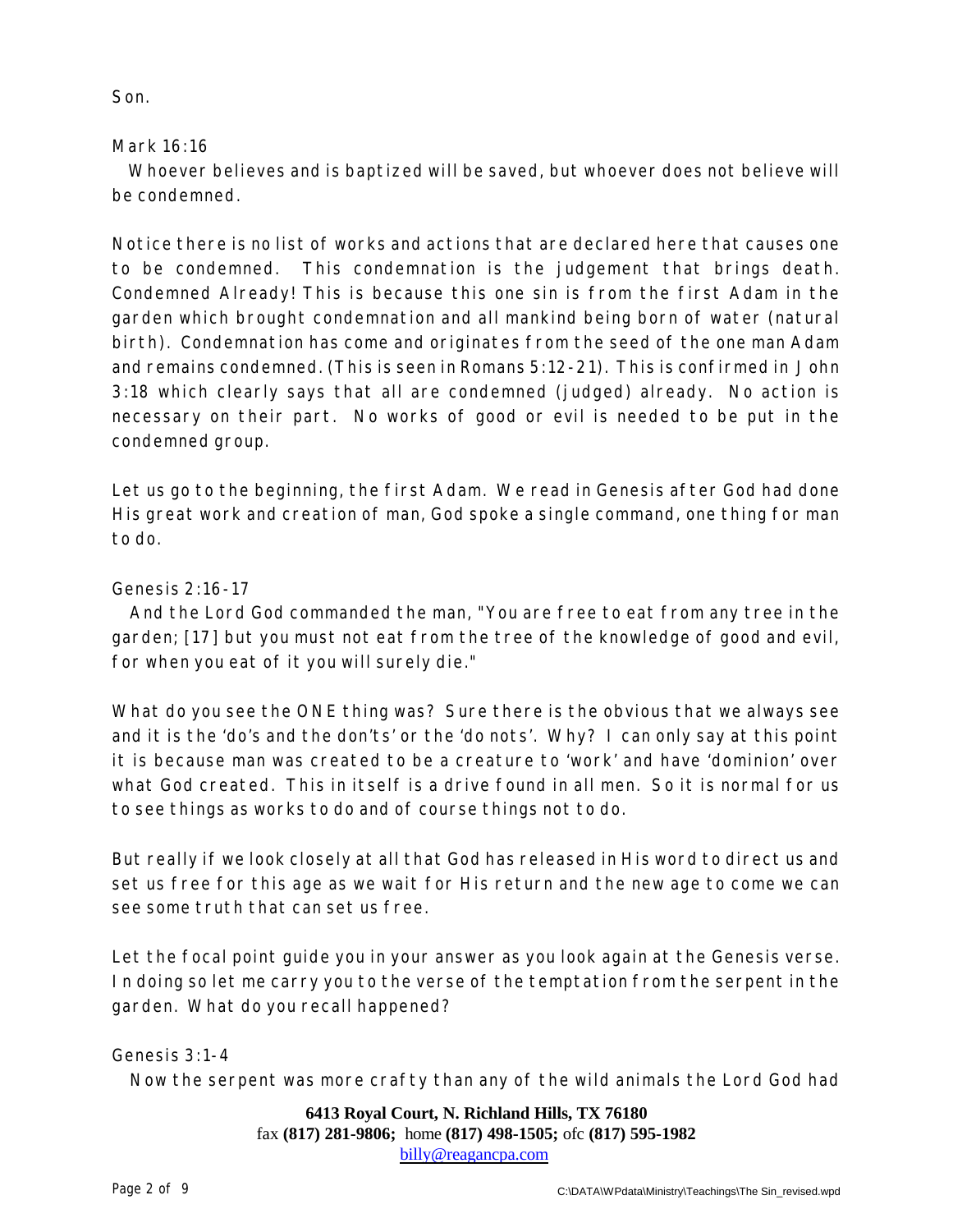Son.

Mark 16:16

Whoever believes and is baptized will be saved, but whoever does not believe will be condemned.

Notice there is no list of works and actions that are declared here that causes one to be condemned. This condemnation is the judgement that brings death. Condemned Already! This is because this one sin is from the first Adam in the garden which brought condemnation and all mankind being born of water (natural birth). Condemnation has come and originates from the seed of the one man Adam and remains condemned. (This is seen in Romans 5:12-21). This is confirmed in John 3:18 which clearly says that all are condemned (judged) already. No action is necessary on their part. No works of good or evil is needed to be put in the condemned group.

Let us go to the beginning, the first Adam. We read in Genesis after God had done His great work and creation of man, God spoke a single command, one thing for man to do.

Genesis 2:16-17

And the Lord God commanded the man, "You are free to eat from any tree in the garden; [17] but you must not eat from the tree of the knowledge of good and evil, for when you eat of it you will surely die."

What do you see the ONE thing was? Sure there is the obvious that we always see and it is the 'do's and the don'ts' or the 'do nots'. Why? I can only say at this point it is because man was created to be a creature to 'work' and have 'dominion' over what God created. This in itself is a drive found in all men. So it is normal for us to see things as works to do and of course things not to do.

But really if we look closely at all that God has released in His word to direct us and set us free for this age as we wait for His return and the new age to come we can see some truth that can set us free.

Let the focal point guide you in your answer as you look again at the Genesis verse. In doing so let me carry you to the verse of the temptation from the serpent in the garden. What do you recall happened?

Genesis 3:1-4

Now the serpent was more crafty than any of the wild animals the Lord God had

**6413 Royal Court, N. Richland Hills, TX 76180**
fax **(817) 281-9806;** home **(817) 498-1505;** ofc **(817) 595-1982**
billy@reagancpa.com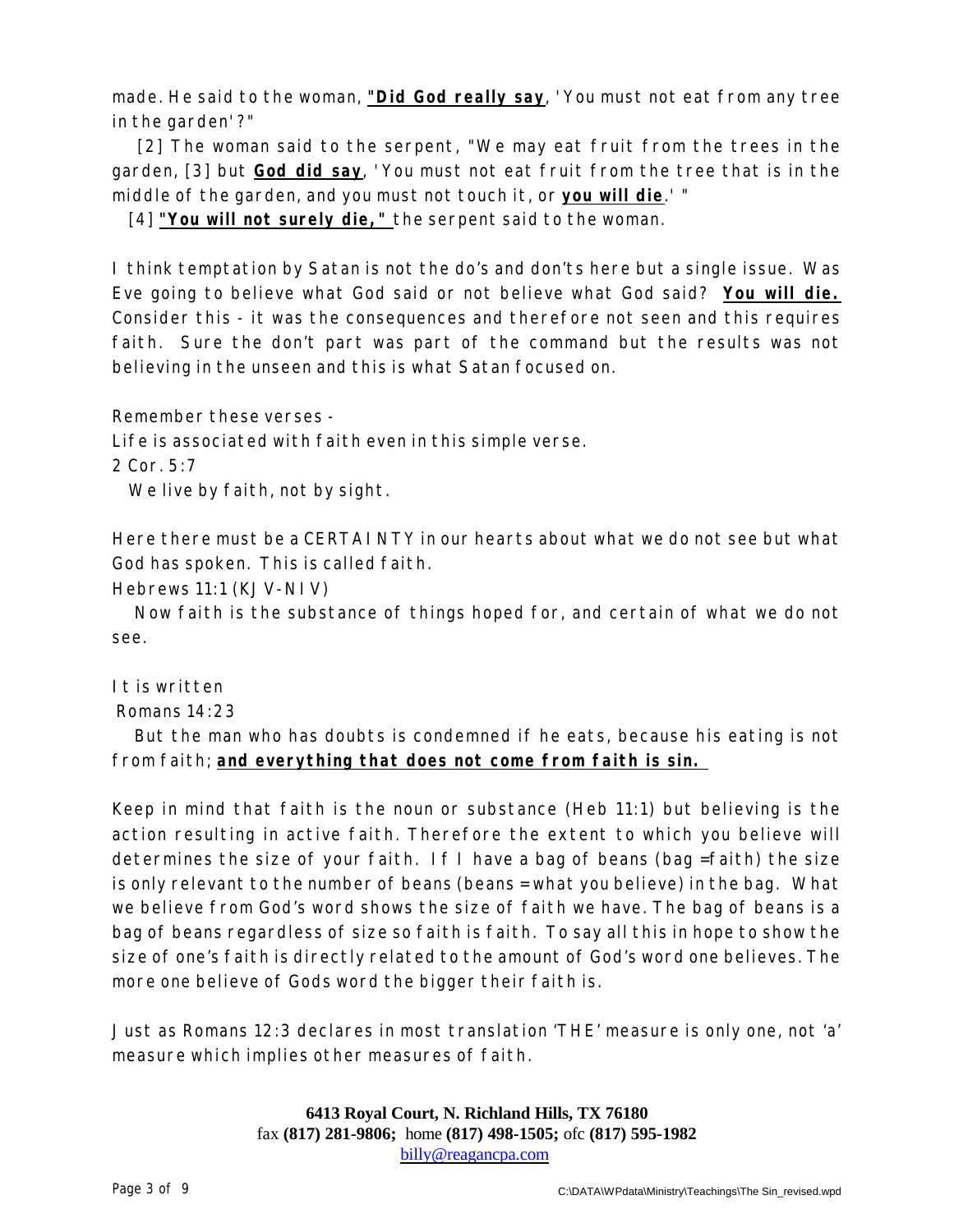made. He said to the woman, **"Did God really say**, 'You must not eat from any tree in the garden'?"

[2] The woman said to the serpent, "We may eat fruit from the trees in the garden, [3] but **God did say**, 'You must not eat fruit from the tree that is in the middle of the garden, and you must not touch it, or **you will die**.' "

[4] **"You will not surely die,"** the serpent said to the woman.

I think temptation by Satan is not the do's and don'ts here but a single issue. Was Eve going to believe what God said or not believe what God said? **You will die.** Consider this - it was the consequences and therefore not seen and this requires faith. Sure the don't part was part of the command but the results was not believing in the unseen and this is what Satan focused on.

Remember these verses -
Life is associated with faith even in this simple verse.
2 Cor. 5:7
We live by faith, not by sight.

Here there must be a CERTAINTY in our hearts about what we do not see but what God has spoken. This is called faith.
Hebrews 11:1 (KJV-NIV)
Now faith is the substance of things hoped for, and certain of what we do not see.

It is written
Romans 14:23
But the man who has doubts is condemned if he eats, because his eating is not from faith; **and everything that does not come from faith is sin.**

Keep in mind that faith is the noun or substance (Heb 11:1) but believing is the action resulting in active faith. Therefore the extent to which you believe will determines the size of your faith. If I have a bag of beans (bag =faith) the size is only relevant to the number of beans (beans = what you believe) in the bag. What we believe from God's word shows the size of faith we have. The bag of beans is a bag of beans regardless of size so faith is faith. To say all this in hope to show the size of one's faith is directly related to the amount of God's word one believes. The more one believe of Gods word the bigger their faith is.

Just as Romans 12:3 declares in most translation 'THE' measure is only one, not 'a' measure which implies other measures of faith.

**6413 Royal Court, N. Richland Hills, TX 76180**
fax **(817) 281-9806;** home **(817) 498-1505;** ofc **(817) 595-1982**
billy@reagancpa.com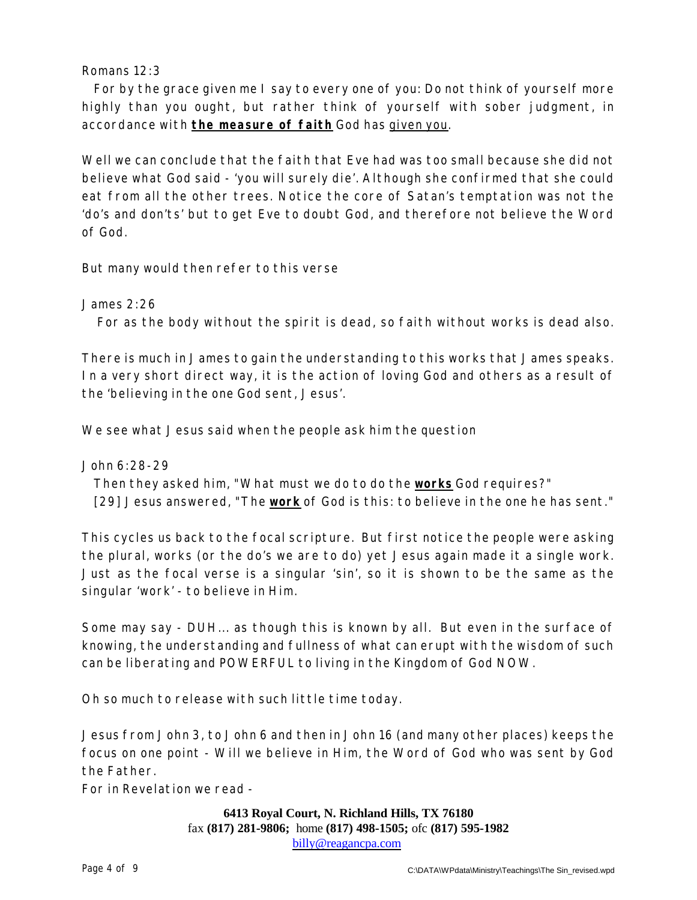Romans 12:3

For by the grace given me I say to every one of you: Do not think of yourself more highly than you ought, but rather think of yourself with sober judgment, in accordance with **<u>the measure of faith</u>** God has <u>given you</u>.

Well we can conclude that the faith that Eve had was too small because she did not believe what God said - 'you will surely die'. Although she confirmed that she could eat from all the other trees. Notice the core of Satan's temptation was not the 'do's and don'ts' but to get Eve to doubt God, and therefore not believe the Word of God.

But many would then refer to this verse

James 2:26

For as the body without the spirit is dead, so faith without works is dead also.

There is much in James to gain the understanding to this works that James speaks. In a very short direct way, it is the action of loving God and others as a result of the 'believing in the one God sent, Jesus'.

We see what Jesus said when the people ask him the question

John 6:28-29

Then they asked him, "What must we do to do the **<u>works</u>** God requires?"
[29] Jesus answered, "The **<u>work</u>** of God is this: to believe in the one he has sent."

This cycles us back to the focal scripture. But first notice the people were asking the plural, works (or the do's we are to do) yet Jesus again made it a single work. Just as the focal verse is a singular 'sin', so it is shown to be the same as the singular 'work' - to believe in Him.

Some may say - DUH... as though this is known by all. But even in the surface of knowing, the understanding and fullness of what can erupt with the wisdom of such can be liberating and POWERFUL to living in the Kingdom of God NOW.

Oh so much to release with such little time today.

Jesus from John 3, to John 6 and then in John 16 (and many other places) keeps the focus on one point - Will we believe in Him, the Word of God who was sent by God the Father.
For in Revelation we read -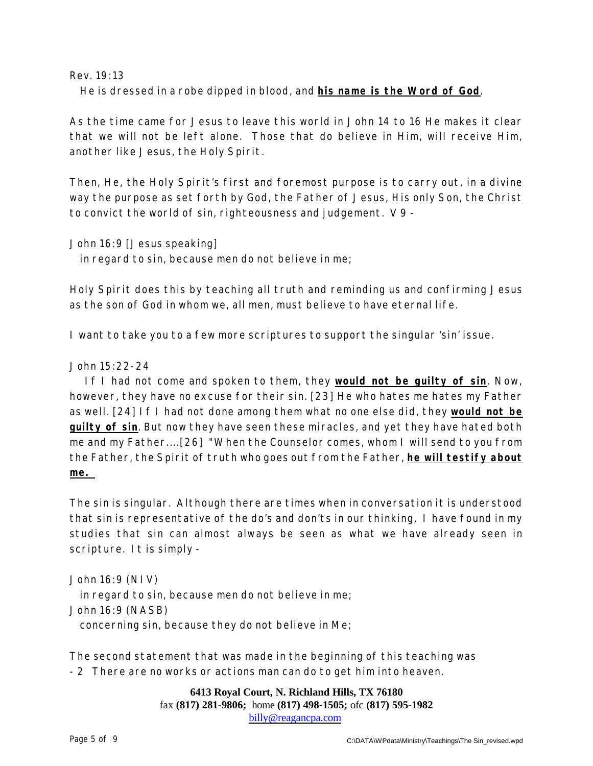Rev. 19:13
He is dressed in a robe dipped in blood, and **<u>his name is the Word of God</u>**.

As the time came for Jesus to leave this world in John 14 to 16 He makes it clear that we will not be left alone. Those that do believe in Him, will receive Him, another like Jesus, the Holy Spirit.

Then, He, the Holy Spirit's first and foremost purpose is to carry out, in a divine way the purpose as set forth by God, the Father of Jesus, His only Son, the Christ to convict the world of sin, righteousness and judgement. V 9 -

John 16:9 [Jesus speaking]
in regard to sin, because men do not believe in me;

Holy Spirit does this by teaching all truth and reminding us and confirming Jesus as the son of God in whom we, all men, must believe to have eternal life.

I want to take you to a few more scriptures to support the singular 'sin' issue.

John 15:22-24
If I had not come and spoken to them, they **<u>would not be guilty of sin</u>**. Now, however, they have no excuse for their sin. [23] He who hates me hates my Father as well. [24] If I had not done among them what no one else did, they **<u>would not be guilty of sin</u>**. But now they have seen these miracles, and yet they have hated both me and my Father....[26] "When the Counselor comes, whom I will send to you from the Father, the Spirit of truth who goes out from the Father, **<u>he will testify about me.</u>**

The sin is singular. Although there are times when in conversation it is understood that sin is representative of the do's and don'ts in our thinking, I have found in my studies that sin can almost always be seen as what we have already seen in scripture. It is simply -

John 16:9 (NIV)
in regard to sin, because men do not believe in me;
John 16:9 (NASB)
concerning sin, because they do not believe in Me;

The second statement that was made in the beginning of this teaching was
- 2 There are no works or actions man can do to get him into heaven.

**6413 Royal Court, N. Richland Hills, TX 76180**
fax **(817) 281-9806;** home **(817) 498-1505;** ofc **(817) 595-1982**
billy@reagancpa.com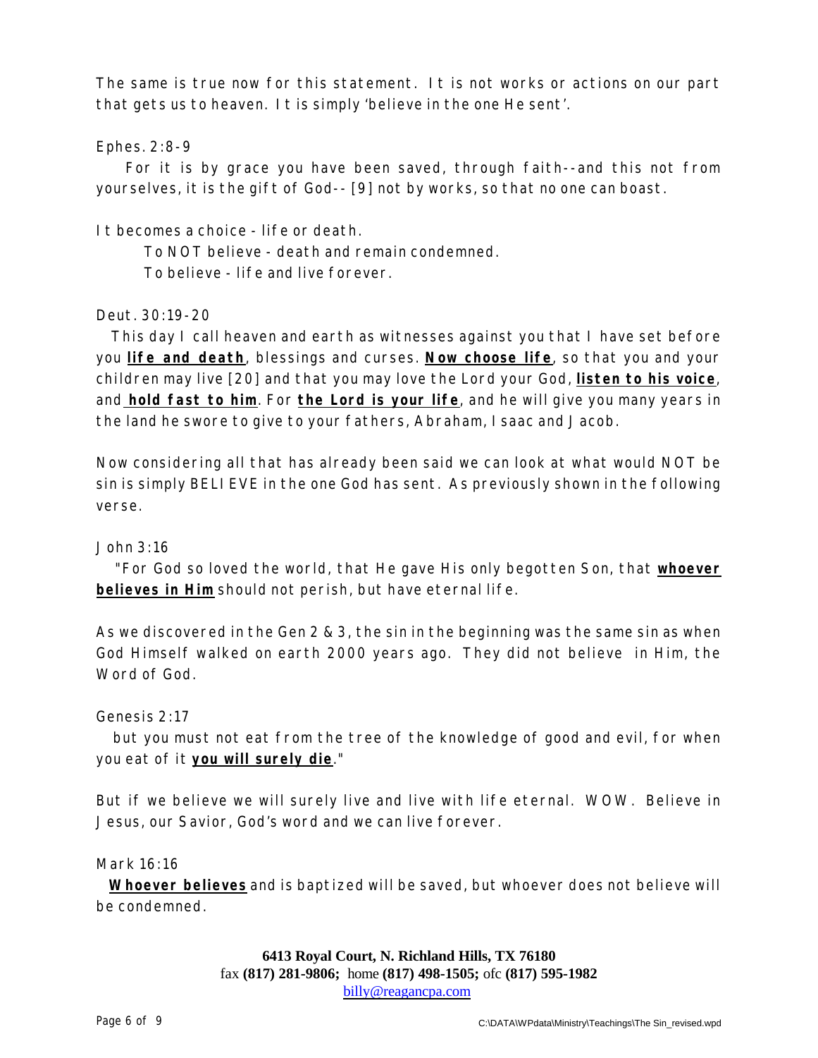The same is true now for this statement. It is not works or actions on our part that gets us to heaven. It is simply 'believe in the one He sent'.

Ephes. 2:8-9

For it is by grace you have been saved, through faith--and this not from yourselves, it is the gift of God-- [9] not by works, so that no one can boast.

It becomes a choice - life or death.

To NOT believe - death and remain condemned.

To believe - life and live forever.

Deut. 30:19-20

This day I call heaven and earth as witnesses against you that I have set before you **life and death**, blessings and curses. **Now choose life**, so that you and your children may live [20] and that you may love the Lord your God, **listen to his voice**, and **hold fast to him**. For **the Lord is your life**, and he will give you many years in the land he swore to give to your fathers, Abraham, Isaac and Jacob.

Now considering all that has already been said we can look at what would NOT be sin is simply BELIEVE in the one God has sent. As previously shown in the following verse.

John 3:16

"For God so loved the world, that He gave His only begotten Son, that **whoever believes in Him** should not perish, but have eternal life.

As we discovered in the Gen 2 & 3, the sin in the beginning was the same sin as when God Himself walked on earth 2000 years ago. They did not believe in Him, the Word of God.

Genesis 2:17

but you must not eat from the tree of the knowledge of good and evil, for when you eat of it **you will surely die**."

But if we believe we will surely live and live with life eternal. WOW. Believe in Jesus, our Savior, God's word and we can live forever.

Mark 16:16

**Whoever believes** and is baptized will be saved, but whoever does not believe will be condemned.

**6413 Royal Court, N. Richland Hills, TX 76180**
fax **(817) 281-9806;** home **(817) 498-1505;** ofc **(817) 595-1982**
billy@reagancpa.com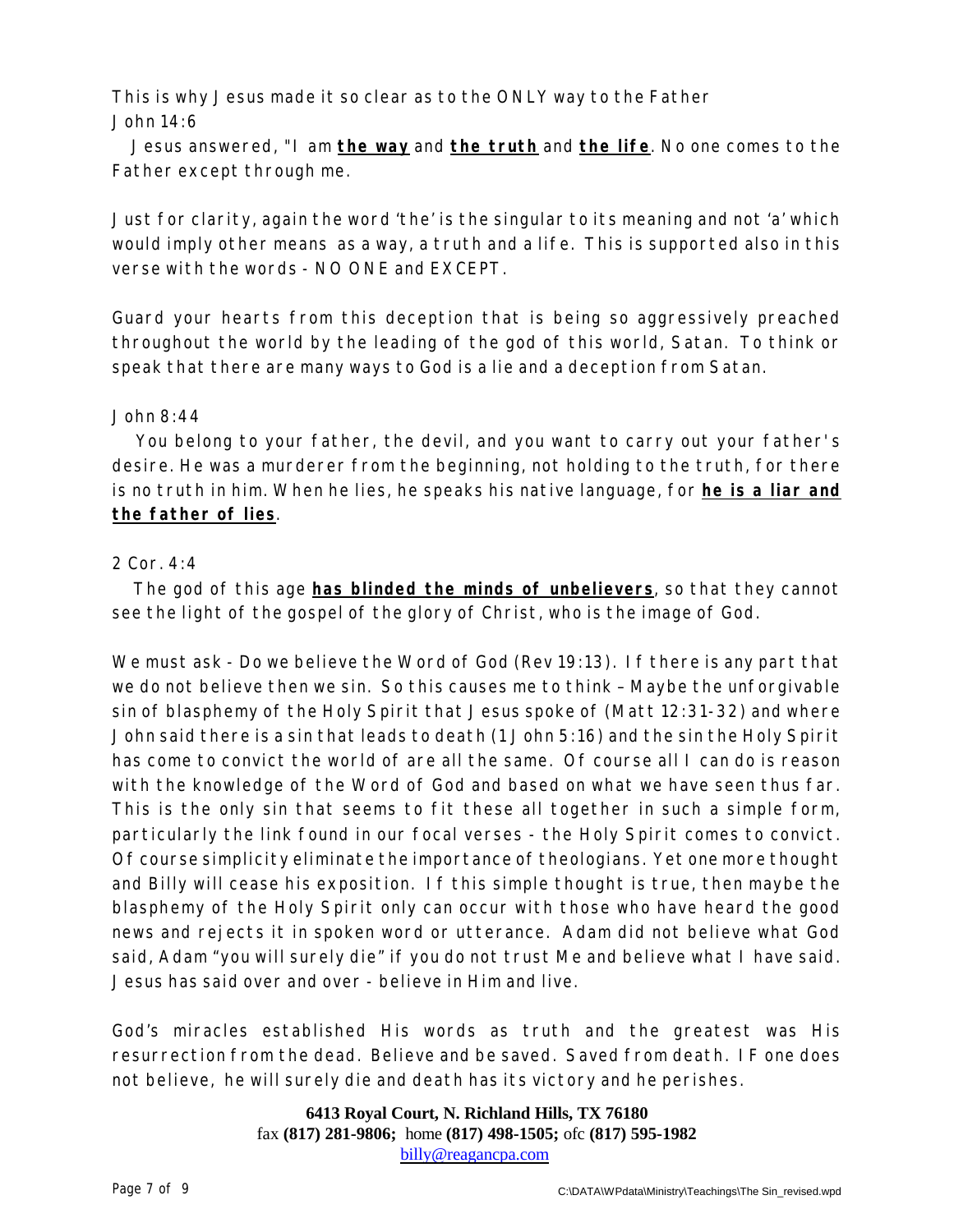This is why Jesus made it so clear as to the ONLY way to the Father
John 14:6

Jesus answered, "I am **the way** and **the truth** and **the life**. No one comes to the Father except through me.

Just for clarity, again the word 'the' is the singular to its meaning and not 'a' which would imply other means as a way, a truth and a life. This is supported also in this verse with the words - NO ONE and EXCEPT.

Guard your hearts from this deception that is being so aggressively preached throughout the world by the leading of the god of this world, Satan. To think or speak that there are many ways to God is a lie and a deception from Satan.

John 8:44

You belong to your father, the devil, and you want to carry out your father's desire. He was a murderer from the beginning, not holding to the truth, for there is no truth in him. When he lies, he speaks his native language, for **he is a liar and the father of lies**.

2 Cor. 4:4

The god of this age **has blinded the minds of unbelievers**, so that they cannot see the light of the gospel of the glory of Christ, who is the image of God.

We must ask - Do we believe the Word of God (Rev 19:13). If there is any part that we do not believe then we sin. So this causes me to think – Maybe the unforgivable sin of blasphemy of the Holy Spirit that Jesus spoke of (Matt 12:31-32) and where John said there is a sin that leads to death (1 John 5:16) and the sin the Holy Spirit has come to convict the world of are all the same. Of course all I can do is reason with the knowledge of the Word of God and based on what we have seen thus far. This is the only sin that seems to fit these all together in such a simple form, particularly the link found in our focal verses - the Holy Spirit comes to convict. Of course simplicity eliminate the importance of theologians. Yet one more thought and Billy will cease his exposition. If this simple thought is true, then maybe the blasphemy of the Holy Spirit only can occur with those who have heard the good news and rejects it in spoken word or utterance. Adam did not believe what God said, Adam "you will surely die" if you do not trust Me and believe what I have said. Jesus has said over and over - believe in Him and live.

God's miracles established His words as truth and the greatest was His resurrection from the dead. Believe and be saved. Saved from death. IF one does not believe, he will surely die and death has its victory and he perishes.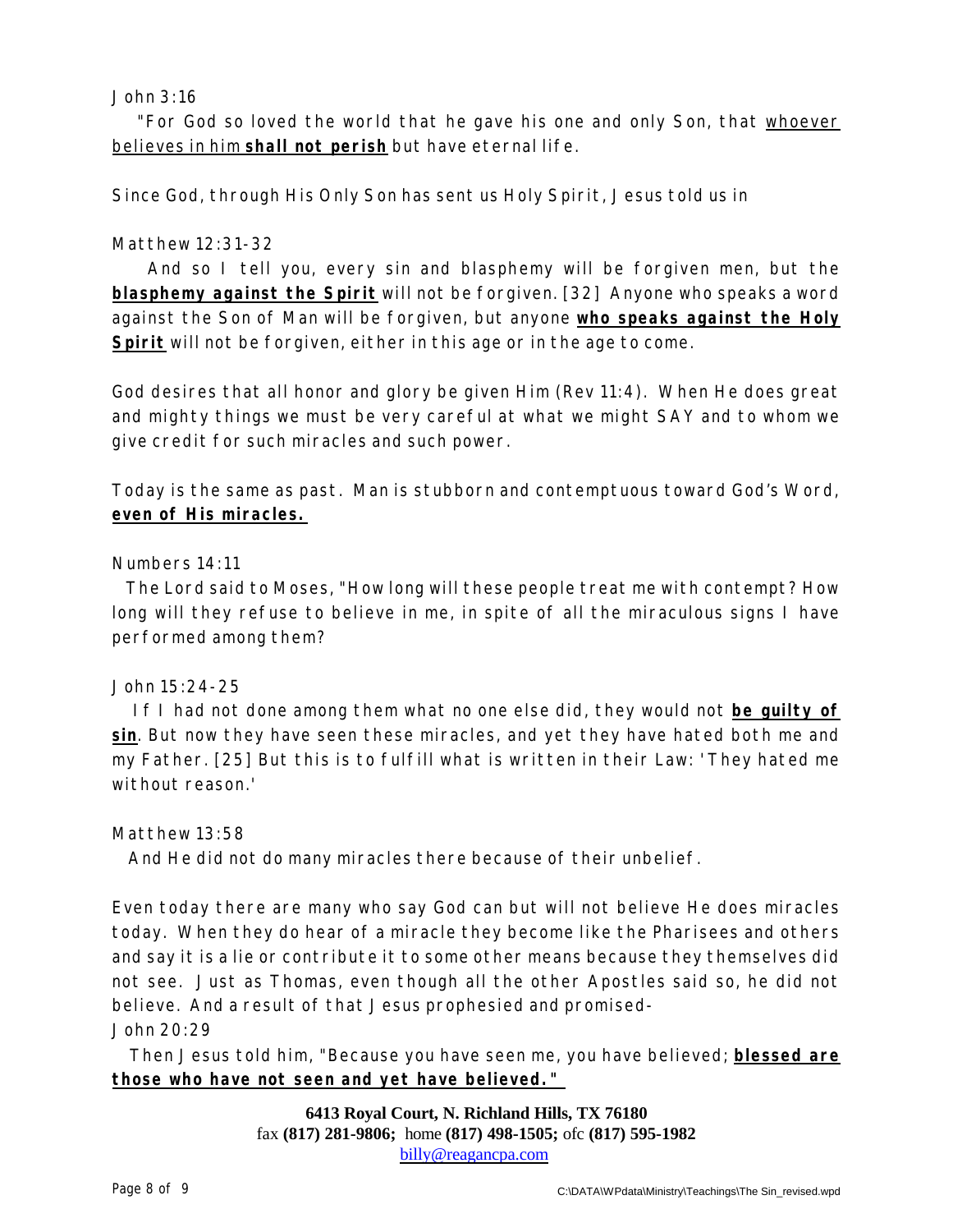John 3:16

"For God so loved the world that he gave his one and only Son, that <u>whoever believes in him **shall not perish**</u> but have eternal life.

Since God, through His Only Son has sent us Holy Spirit, Jesus told us in

Matthew 12:31-32

And so I tell you, every sin and blasphemy will be forgiven men, but the **<u>blasphemy against the Spirit</u>** will not be forgiven. [32] Anyone who speaks a word against the Son of Man will be forgiven, but anyone **<u>who speaks against the Holy Spirit</u>** will not be forgiven, either in this age or in the age to come.

God desires that all honor and glory be given Him (Rev 11:4). When He does great and mighty things we must be very careful at what we might SAY and to whom we give credit for such miracles and such power.

Today is the same as past. Man is stubborn and contemptuous toward God's Word, **<u>even of His miracles.</u>**

Numbers 14:11

The Lord said to Moses, "How long will these people treat me with contempt? How long will they refuse to believe in me, in spite of all the miraculous signs I have performed among them?

John 15:24-25

If I had not done among them what no one else did, they would not **<u>be guilty of sin</u>**. But now they have seen these miracles, and yet they have hated both me and my Father. [25] But this is to fulfill what is written in their Law: 'They hated me without reason.'

Matthew 13:58

And He did not do many miracles there because of their unbelief.

Even today there are many who say God can but will not believe He does miracles today. When they do hear of a miracle they become like the Pharisees and others and say it is a lie or contribute it to some other means because they themselves did not see. Just as Thomas, even though all the other Apostles said so, he did not believe. And a result of that Jesus prophesied and promised-

John 20:29

Then Jesus told him, "Because you have seen me, you have believed; **<u>blessed are those who have not seen and yet have believed."</u>**

**6413 Royal Court, N. Richland Hills, TX 76180**
fax **(817) 281-9806;** home **(817) 498-1505;** ofc **(817) 595-1982**
billy@reagancpa.com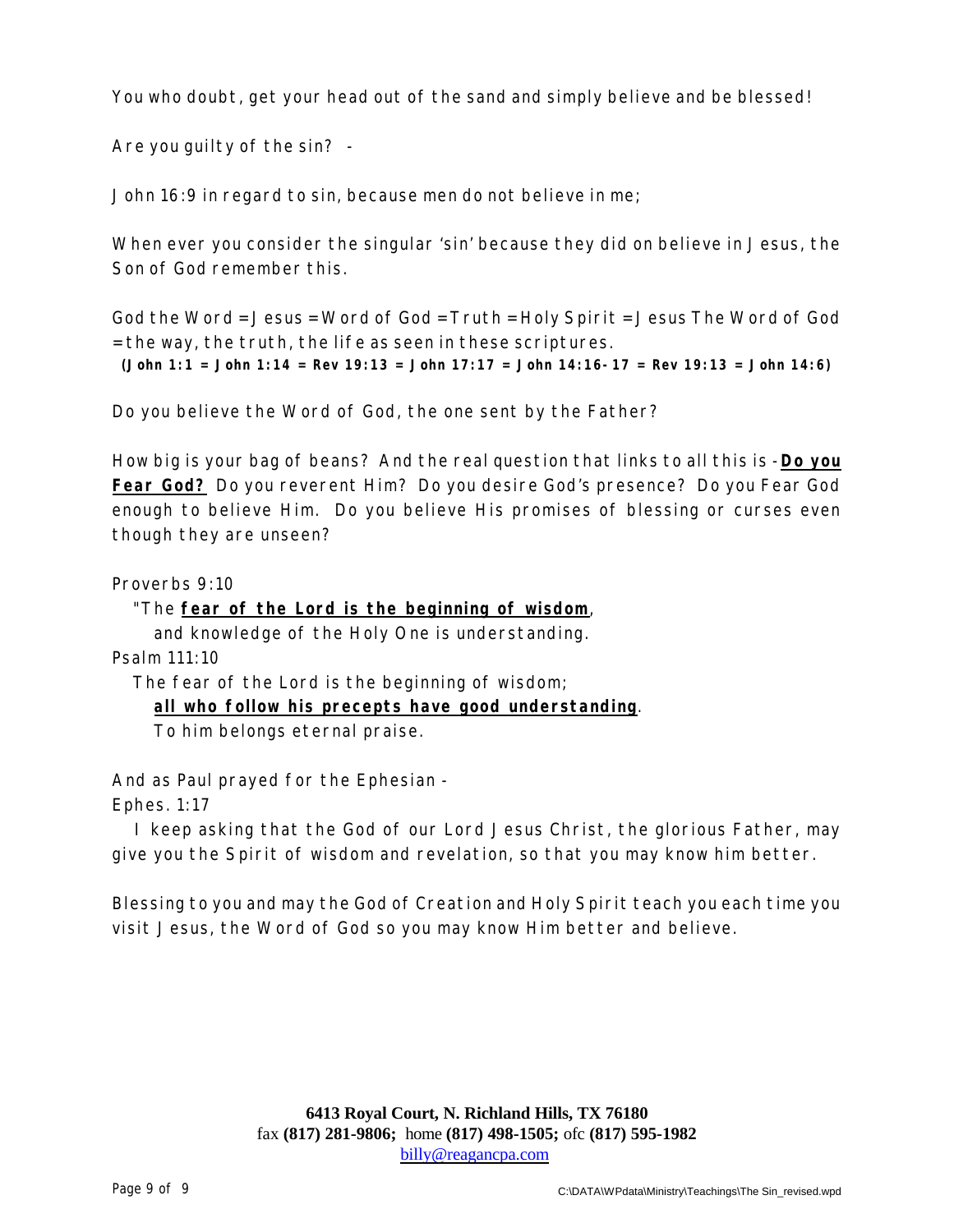You who doubt, get your head out of the sand and simply believe and be blessed!

Are you guilty of the sin? -

John 16:9 in regard to sin, because men do not believe in me;

When ever you consider the singular 'sin' because they did on believe in Jesus, the Son of God remember this.

God the Word = Jesus = Word of God = Truth = Holy Spirit = Jesus The Word of God = the way, the truth, the life as seen in these scriptures.

**(John 1:1 = John 1:14 = Rev 19:13 = John 17:17 = John 14:16-17 = Rev 19:13 = John 14:6)**

Do you believe the Word of God, the one sent by the Father?

How big is your bag of beans? And the real question that links to all this is - **<u>Do you Fear God?</u>** Do you reverent Him? Do you desire God's presence? Do you Fear God enough to believe Him. Do you believe His promises of blessing or curses even though they are unseen?

Proverbs 9:10

"The **<u>fear of the Lord is the beginning of wisdom</u>**,
and knowledge of the Holy One is understanding.

Psalm 111:10

The fear of the Lord is the beginning of wisdom;
**<u>all who follow his precepts have good understanding</u>**.
To him belongs eternal praise.

And as Paul prayed for the Ephesian -
Ephes. 1:17

I keep asking that the God of our Lord Jesus Christ, the glorious Father, may give you the Spirit of wisdom and revelation, so that you may know him better.

Blessing to you and may the God of Creation and Holy Spirit teach you each time you visit Jesus, the Word of God so you may know Him better and believe.

**6413 Royal Court, N. Richland Hills, TX 76180**
fax **(817) 281-9806;** home **(817) 498-1505;** ofc **(817) 595-1982**
billy@reagancpa.com